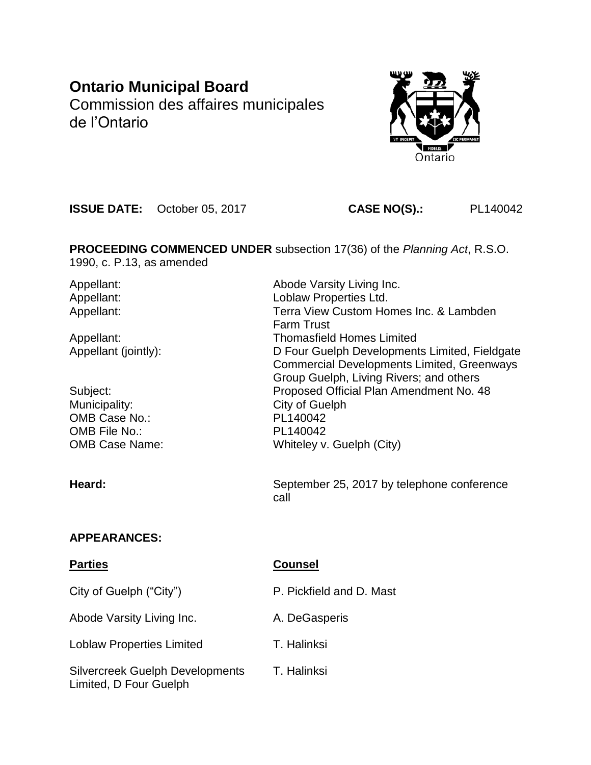**Ontario Municipal Board**
Commission des affaires municipales de l'Ontario

**ISSUE DATE:** October 05, 2017 **CASE NO(S).:** PL140042

**PROCEEDING COMMENCED UNDER** subsection 17(36) of the *Planning Act*, R.S.O. 1990, c. P.13, as amended

| | |
|---|---|
| Appellant: | Abode Varsity Living Inc. |
| Appellant: | Loblaw Properties Ltd. |
| Appellant: | Terra View Custom Homes Inc. & Lambden Farm Trust |
| Appellant: | Thomasfield Homes Limited |
| Appellant (jointly): | D Four Guelph Developments Limited, Fieldgate Commercial Developments Limited, Greenways Group Guelph, Living Rivers; and others |
| Subject: | Proposed Official Plan Amendment No. 48 |
| Municipality: | City of Guelph |
| OMB Case No.: | PL140042 |
| OMB File No.: | PL140042 |
| OMB Case Name: | Whiteley v. Guelph (City) |

**Heard:** September 25, 2017 by telephone conference call

**APPEARANCES:**

| **Parties** | **Counsel** |
|---|---|
| City of Guelph ("City") | P. Pickfield and D. Mast |
| Abode Varsity Living Inc. | A. DeGasperis |
| Loblaw Properties Limited | T. Halinksi |
| Silvercreek Guelph Developments Limited, D Four Guelph | T. Halinksi |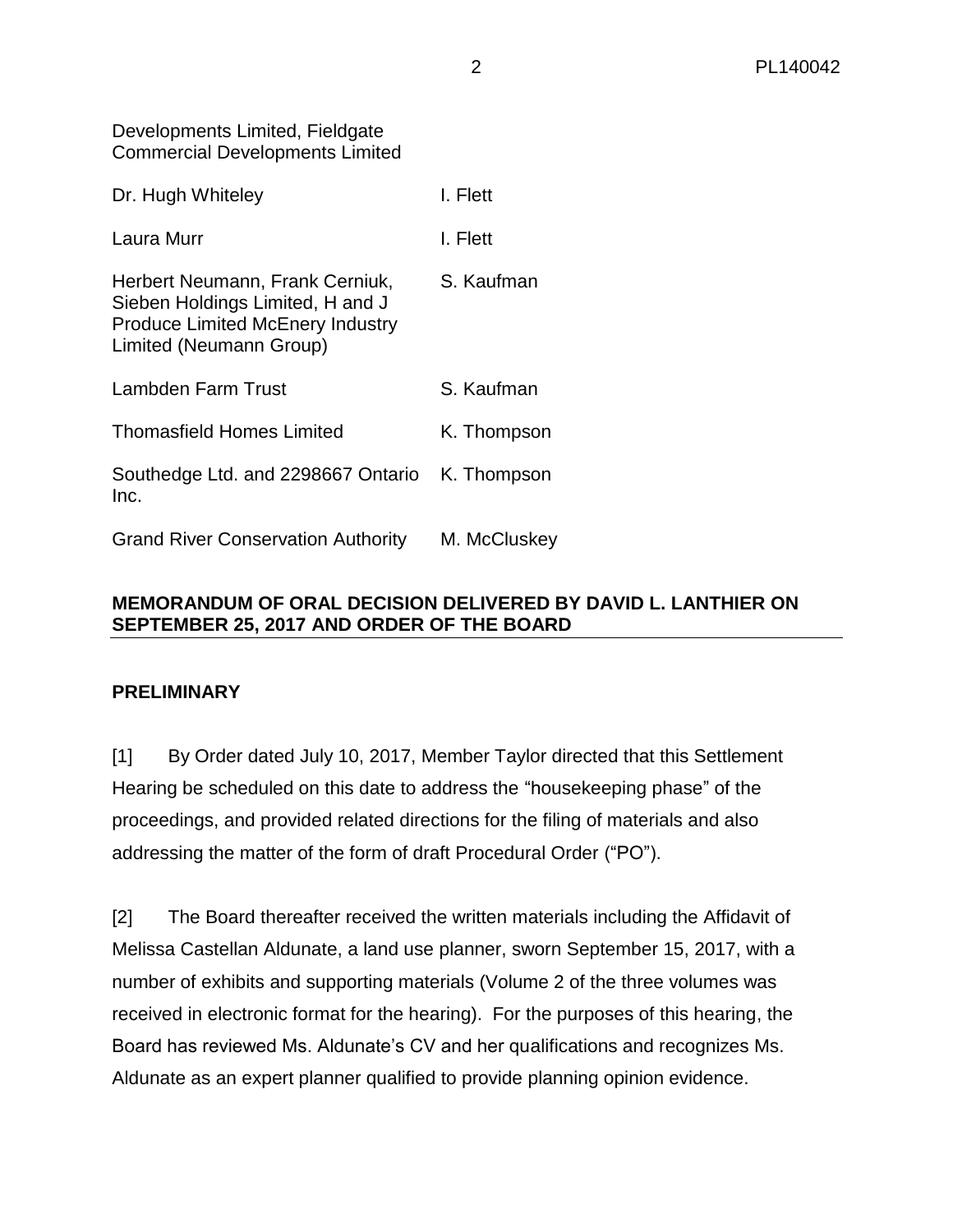| | |
|---|---|
| Developments Limited, Fieldgate Commercial Developments Limited | |
| Dr. Hugh Whiteley | I. Flett |
| Laura Murr | I. Flett |
| Herbert Neumann, Frank Cerniuk, Sieben Holdings Limited, H and J Produce Limited McEnery Industry Limited (Neumann Group) | S. Kaufman |
| Lambden Farm Trust | S. Kaufman |
| Thomasfield Homes Limited | K. Thompson |
| Southedge Ltd. and 2298667 Ontario Inc. | K. Thompson |
| Grand River Conservation Authority | M. McCluskey |

## MEMORANDUM OF ORAL DECISION DELIVERED BY DAVID L. LANTHIER ON SEPTEMBER 25, 2017 AND ORDER OF THE BOARD

### PRELIMINARY

[1] By Order dated July 10, 2017, Member Taylor directed that this Settlement Hearing be scheduled on this date to address the "housekeeping phase" of the proceedings, and provided related directions for the filing of materials and also addressing the matter of the form of draft Procedural Order ("PO").

[2] The Board thereafter received the written materials including the Affidavit of Melissa Castellan Aldunate, a land use planner, sworn September 15, 2017, with a number of exhibits and supporting materials (Volume 2 of the three volumes was received in electronic format for the hearing). For the purposes of this hearing, the Board has reviewed Ms. Aldunate's CV and her qualifications and recognizes Ms. Aldunate as an expert planner qualified to provide planning opinion evidence.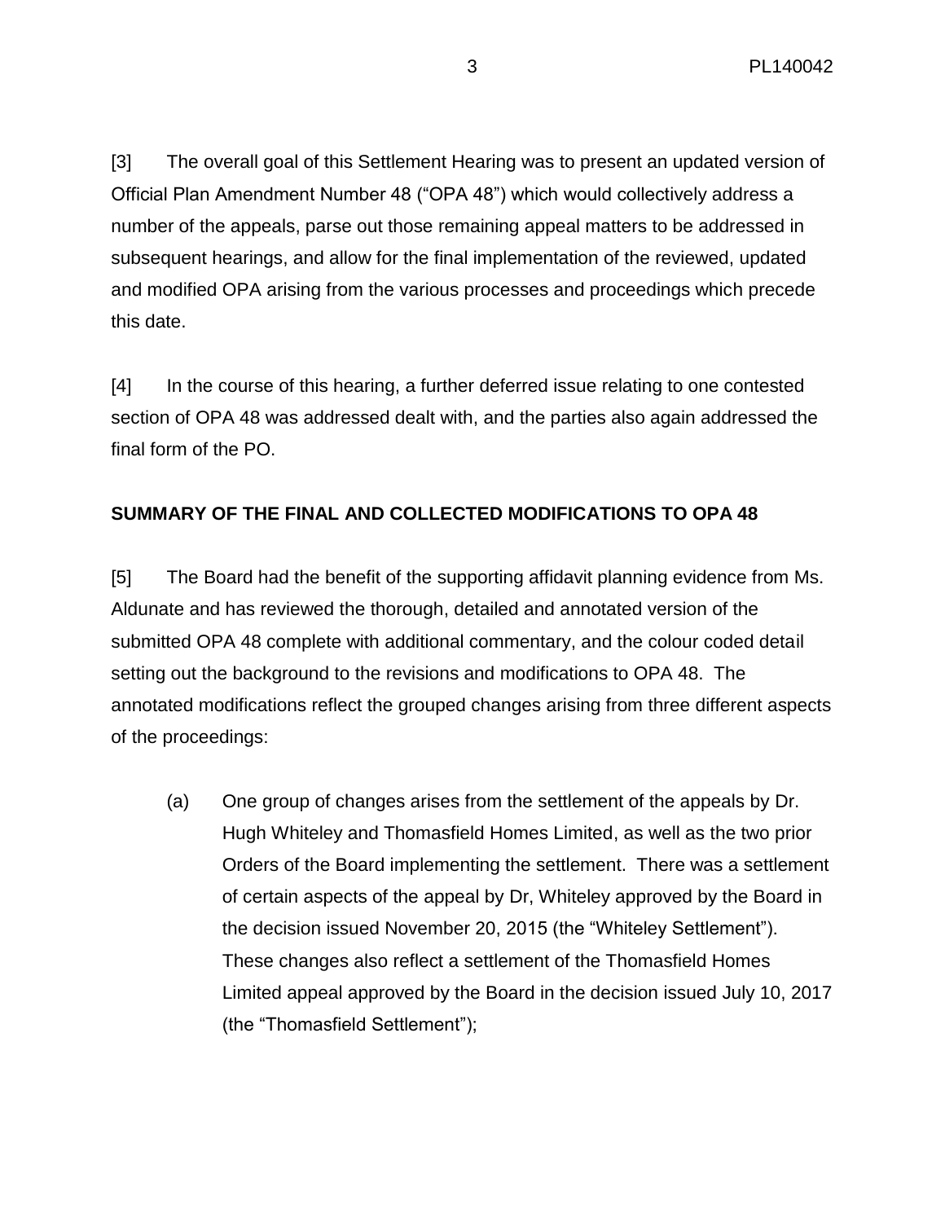[3] The overall goal of this Settlement Hearing was to present an updated version of Official Plan Amendment Number 48 ("OPA 48") which would collectively address a number of the appeals, parse out those remaining appeal matters to be addressed in subsequent hearings, and allow for the final implementation of the reviewed, updated and modified OPA arising from the various processes and proceedings which precede this date.

[4] In the course of this hearing, a further deferred issue relating to one contested section of OPA 48 was addressed dealt with, and the parties also again addressed the final form of the PO.

**SUMMARY OF THE FINAL AND COLLECTED MODIFICATIONS TO OPA 48**

[5] The Board had the benefit of the supporting affidavit planning evidence from Ms. Aldunate and has reviewed the thorough, detailed and annotated version of the submitted OPA 48 complete with additional commentary, and the colour coded detail setting out the background to the revisions and modifications to OPA 48. The annotated modifications reflect the grouped changes arising from three different aspects of the proceedings:

(a) One group of changes arises from the settlement of the appeals by Dr. Hugh Whiteley and Thomasfield Homes Limited, as well as the two prior Orders of the Board implementing the settlement. There was a settlement of certain aspects of the appeal by Dr, Whiteley approved by the Board in the decision issued November 20, 2015 (the "Whiteley Settlement"). These changes also reflect a settlement of the Thomasfield Homes Limited appeal approved by the Board in the decision issued July 10, 2017 (the "Thomasfield Settlement");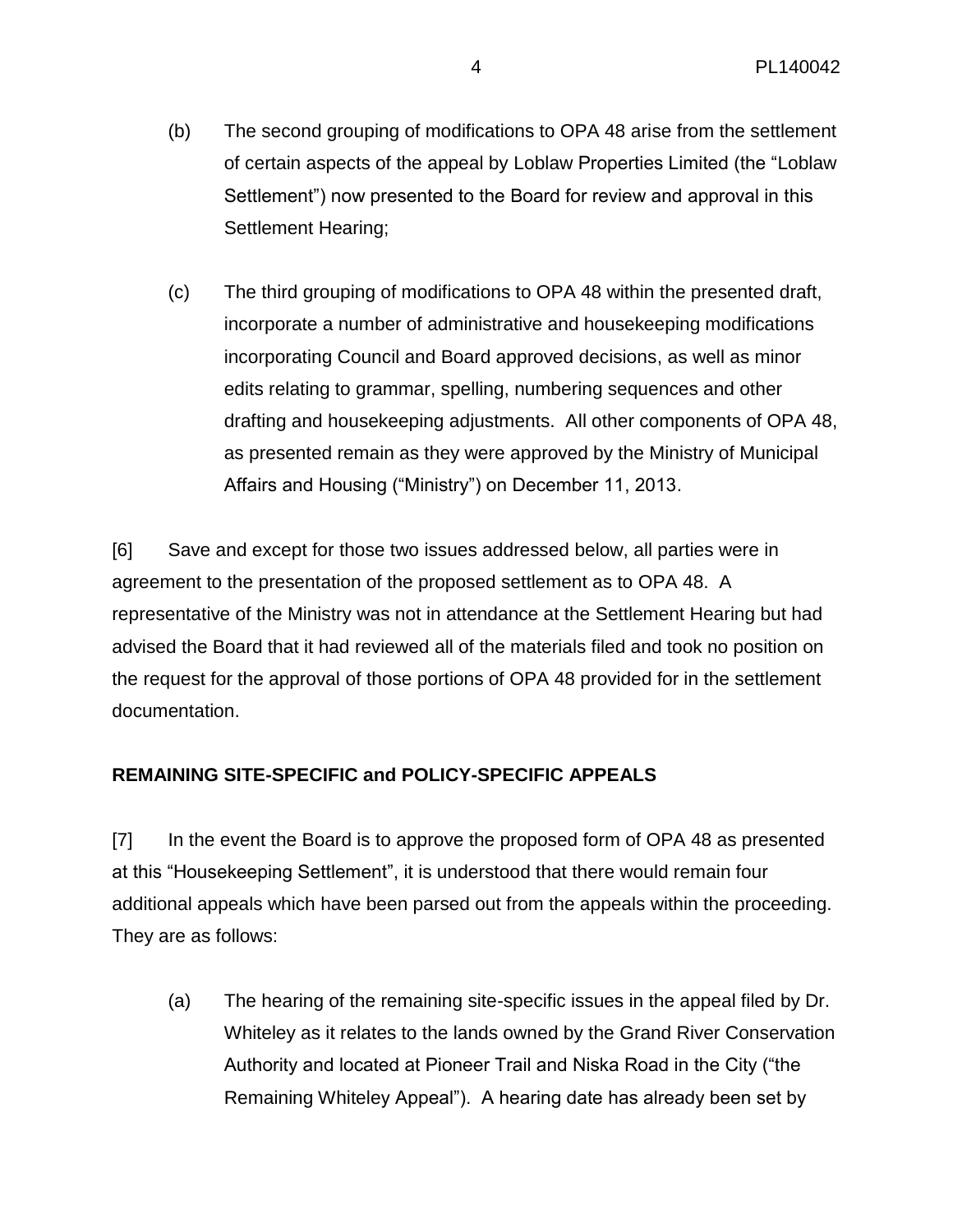(b) The second grouping of modifications to OPA 48 arise from the settlement of certain aspects of the appeal by Loblaw Properties Limited (the "Loblaw Settlement") now presented to the Board for review and approval in this Settlement Hearing;

(c) The third grouping of modifications to OPA 48 within the presented draft, incorporate a number of administrative and housekeeping modifications incorporating Council and Board approved decisions, as well as minor edits relating to grammar, spelling, numbering sequences and other drafting and housekeeping adjustments. All other components of OPA 48, as presented remain as they were approved by the Ministry of Municipal Affairs and Housing ("Ministry") on December 11, 2013.

[6] Save and except for those two issues addressed below, all parties were in agreement to the presentation of the proposed settlement as to OPA 48. A representative of the Ministry was not in attendance at the Settlement Hearing but had advised the Board that it had reviewed all of the materials filed and took no position on the request for the approval of those portions of OPA 48 provided for in the settlement documentation.

**REMAINING SITE-SPECIFIC and POLICY-SPECIFIC APPEALS**

[7] In the event the Board is to approve the proposed form of OPA 48 as presented at this "Housekeeping Settlement", it is understood that there would remain four additional appeals which have been parsed out from the appeals within the proceeding. They are as follows:

(a) The hearing of the remaining site-specific issues in the appeal filed by Dr. Whiteley as it relates to the lands owned by the Grand River Conservation Authority and located at Pioneer Trail and Niska Road in the City ("the Remaining Whiteley Appeal"). A hearing date has already been set by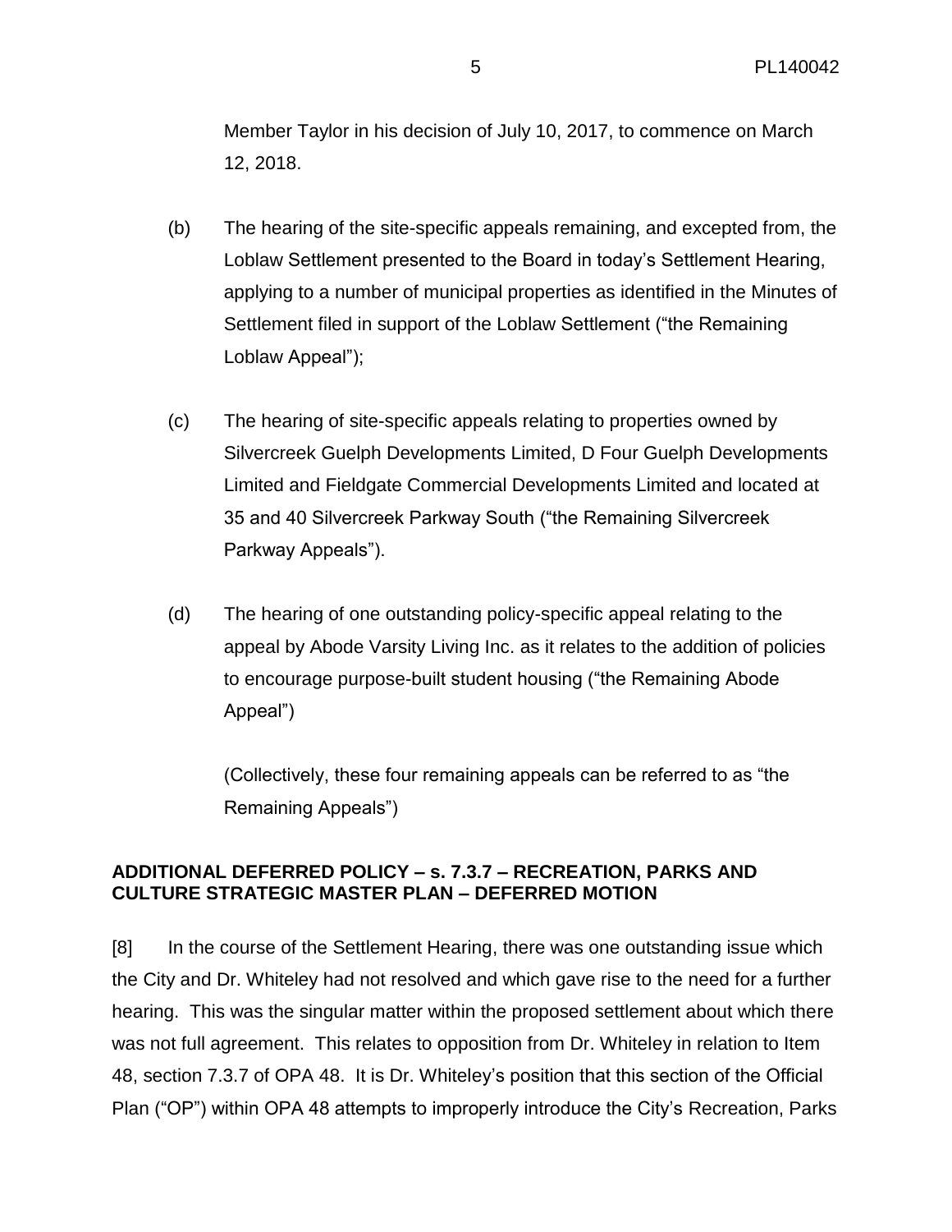Member Taylor in his decision of July 10, 2017, to commence on March 12, 2018.

(b) The hearing of the site-specific appeals remaining, and excepted from, the Loblaw Settlement presented to the Board in today's Settlement Hearing, applying to a number of municipal properties as identified in the Minutes of Settlement filed in support of the Loblaw Settlement ("the Remaining Loblaw Appeal");

(c) The hearing of site-specific appeals relating to properties owned by Silvercreek Guelph Developments Limited, D Four Guelph Developments Limited and Fieldgate Commercial Developments Limited and located at 35 and 40 Silvercreek Parkway South ("the Remaining Silvercreek Parkway Appeals").

(d) The hearing of one outstanding policy-specific appeal relating to the appeal by Abode Varsity Living Inc. as it relates to the addition of policies to encourage purpose-built student housing ("the Remaining Abode Appeal")

(Collectively, these four remaining appeals can be referred to as "the Remaining Appeals")

**ADDITIONAL DEFERRED POLICY – s. 7.3.7 – RECREATION, PARKS AND CULTURE STRATEGIC MASTER PLAN – DEFERRED MOTION**

[8] In the course of the Settlement Hearing, there was one outstanding issue which the City and Dr. Whiteley had not resolved and which gave rise to the need for a further hearing. This was the singular matter within the proposed settlement about which there was not full agreement. This relates to opposition from Dr. Whiteley in relation to Item 48, section 7.3.7 of OPA 48. It is Dr. Whiteley's position that this section of the Official Plan ("OP") within OPA 48 attempts to improperly introduce the City's Recreation, Parks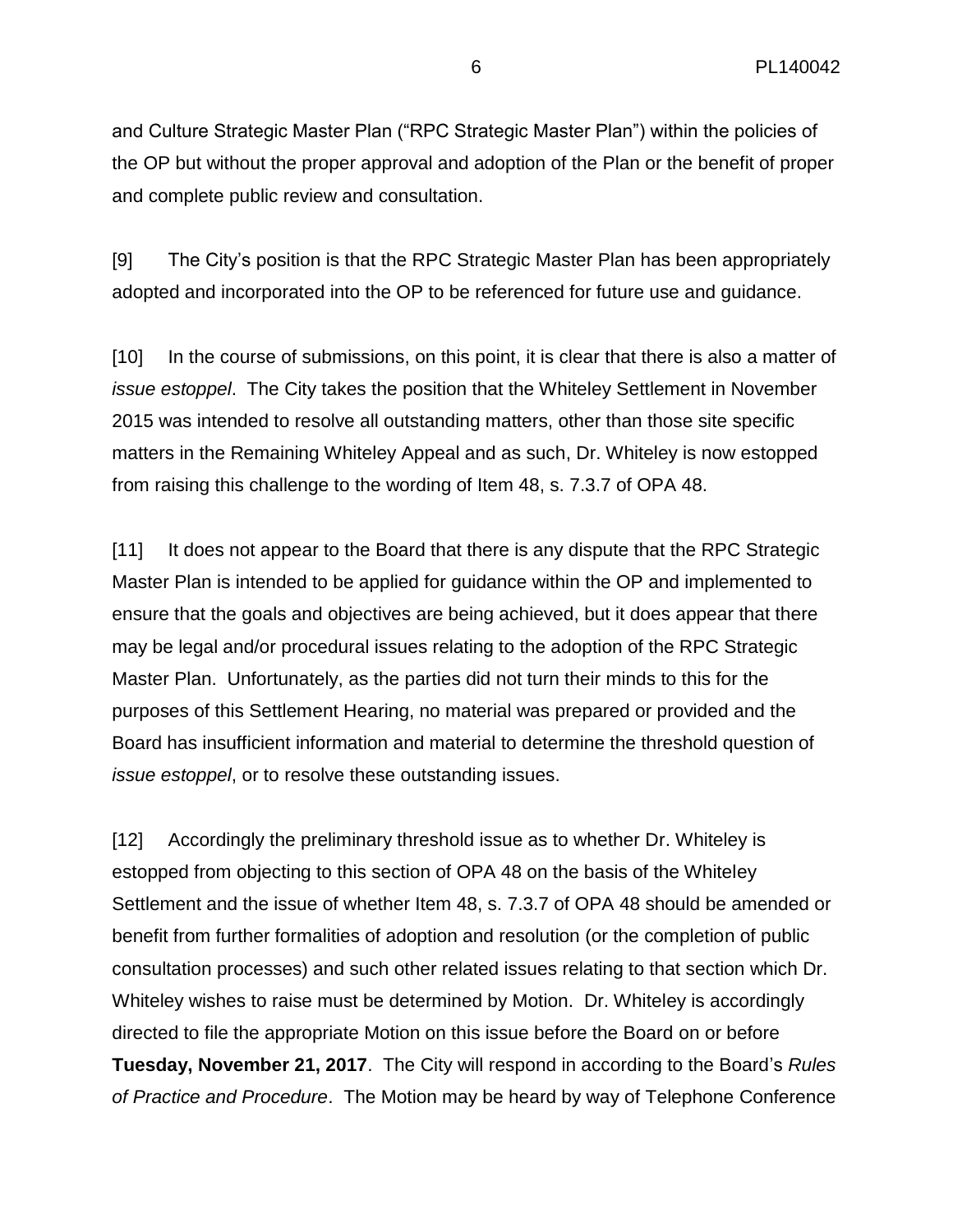and Culture Strategic Master Plan ("RPC Strategic Master Plan") within the policies of the OP but without the proper approval and adoption of the Plan or the benefit of proper and complete public review and consultation.

[9] The City's position is that the RPC Strategic Master Plan has been appropriately adopted and incorporated into the OP to be referenced for future use and guidance.

[10] In the course of submissions, on this point, it is clear that there is also a matter of *issue estoppel*. The City takes the position that the Whiteley Settlement in November 2015 was intended to resolve all outstanding matters, other than those site specific matters in the Remaining Whiteley Appeal and as such, Dr. Whiteley is now estopped from raising this challenge to the wording of Item 48, s. 7.3.7 of OPA 48.

[11] It does not appear to the Board that there is any dispute that the RPC Strategic Master Plan is intended to be applied for guidance within the OP and implemented to ensure that the goals and objectives are being achieved, but it does appear that there may be legal and/or procedural issues relating to the adoption of the RPC Strategic Master Plan. Unfortunately, as the parties did not turn their minds to this for the purposes of this Settlement Hearing, no material was prepared or provided and the Board has insufficient information and material to determine the threshold question of *issue estoppel*, or to resolve these outstanding issues.

[12] Accordingly the preliminary threshold issue as to whether Dr. Whiteley is estopped from objecting to this section of OPA 48 on the basis of the Whiteley Settlement and the issue of whether Item 48, s. 7.3.7 of OPA 48 should be amended or benefit from further formalities of adoption and resolution (or the completion of public consultation processes) and such other related issues relating to that section which Dr. Whiteley wishes to raise must be determined by Motion. Dr. Whiteley is accordingly directed to file the appropriate Motion on this issue before the Board on or before **Tuesday, November 21, 2017**. The City will respond in according to the Board's *Rules of Practice and Procedure*. The Motion may be heard by way of Telephone Conference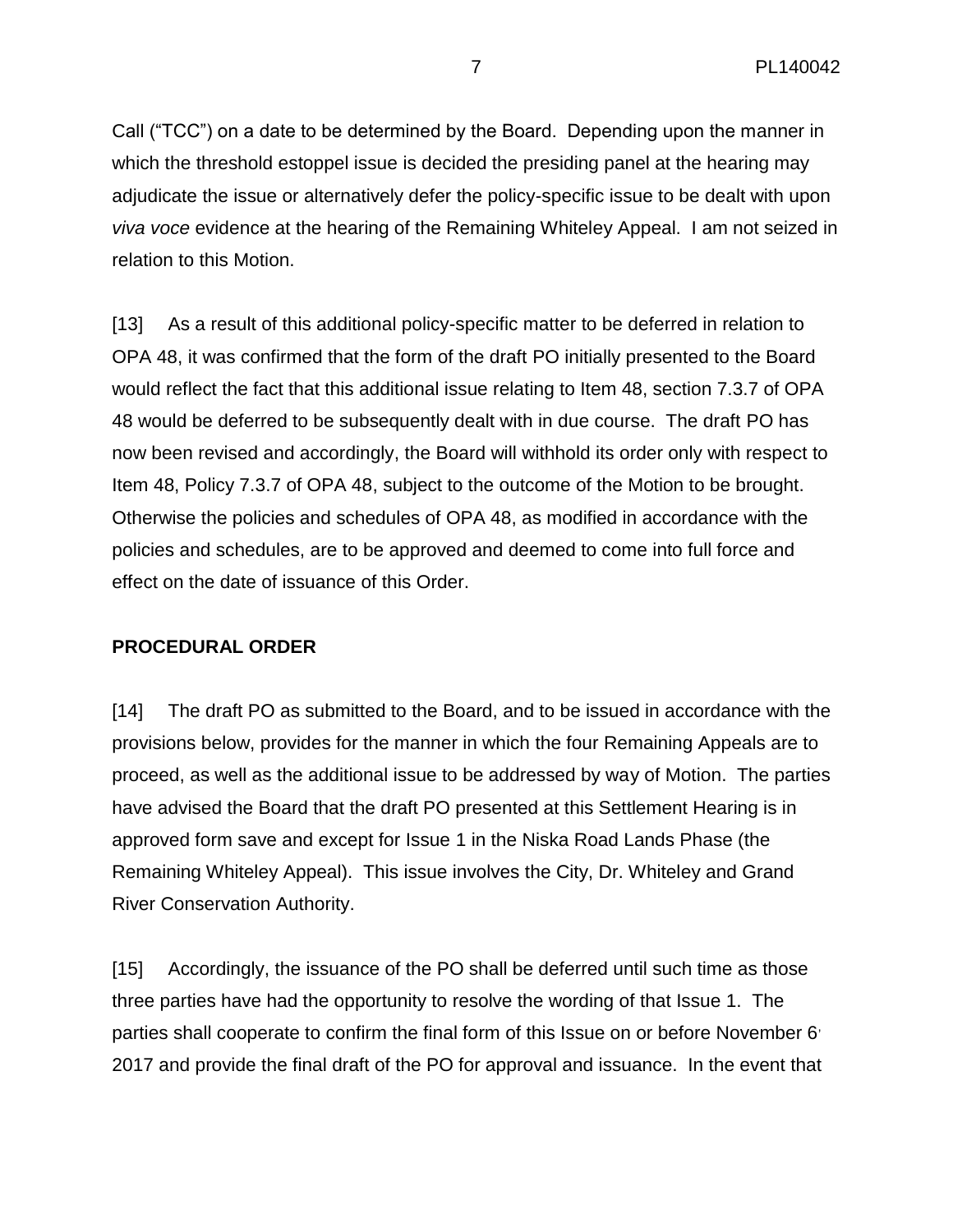Call ("TCC") on a date to be determined by the Board. Depending upon the manner in which the threshold estoppel issue is decided the presiding panel at the hearing may adjudicate the issue or alternatively defer the policy-specific issue to be dealt with upon *viva voce* evidence at the hearing of the Remaining Whiteley Appeal. I am not seized in relation to this Motion.

[13] As a result of this additional policy-specific matter to be deferred in relation to OPA 48, it was confirmed that the form of the draft PO initially presented to the Board would reflect the fact that this additional issue relating to Item 48, section 7.3.7 of OPA 48 would be deferred to be subsequently dealt with in due course. The draft PO has now been revised and accordingly, the Board will withhold its order only with respect to Item 48, Policy 7.3.7 of OPA 48, subject to the outcome of the Motion to be brought. Otherwise the policies and schedules of OPA 48, as modified in accordance with the policies and schedules, are to be approved and deemed to come into full force and effect on the date of issuance of this Order.

**PROCEDURAL ORDER**

[14] The draft PO as submitted to the Board, and to be issued in accordance with the provisions below, provides for the manner in which the four Remaining Appeals are to proceed, as well as the additional issue to be addressed by way of Motion. The parties have advised the Board that the draft PO presented at this Settlement Hearing is in approved form save and except for Issue 1 in the Niska Road Lands Phase (the Remaining Whiteley Appeal). This issue involves the City, Dr. Whiteley and Grand River Conservation Authority.

[15] Accordingly, the issuance of the PO shall be deferred until such time as those three parties have had the opportunity to resolve the wording of that Issue 1. The parties shall cooperate to confirm the final form of this Issue on or before November 6, 2017 and provide the final draft of the PO for approval and issuance. In the event that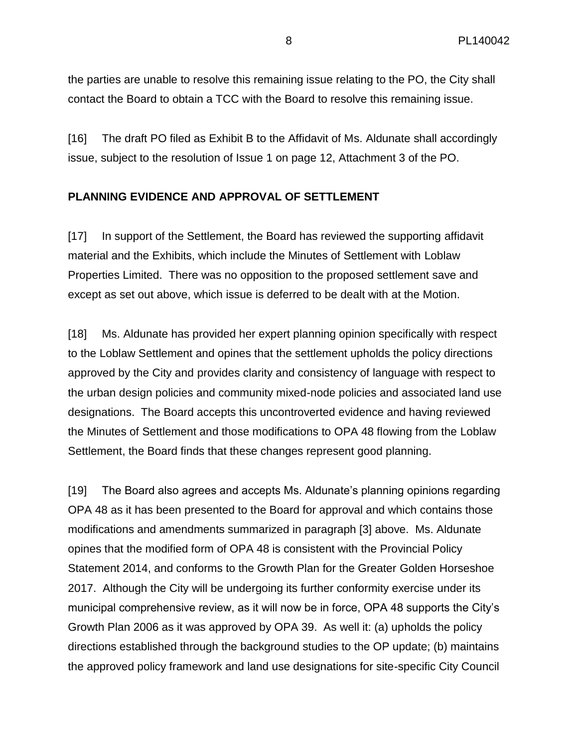the parties are unable to resolve this remaining issue relating to the PO, the City shall contact the Board to obtain a TCC with the Board to resolve this remaining issue.

[16] The draft PO filed as Exhibit B to the Affidavit of Ms. Aldunate shall accordingly issue, subject to the resolution of Issue 1 on page 12, Attachment 3 of the PO.

**PLANNING EVIDENCE AND APPROVAL OF SETTLEMENT**

[17] In support of the Settlement, the Board has reviewed the supporting affidavit material and the Exhibits, which include the Minutes of Settlement with Loblaw Properties Limited. There was no opposition to the proposed settlement save and except as set out above, which issue is deferred to be dealt with at the Motion.

[18] Ms. Aldunate has provided her expert planning opinion specifically with respect to the Loblaw Settlement and opines that the settlement upholds the policy directions approved by the City and provides clarity and consistency of language with respect to the urban design policies and community mixed-node policies and associated land use designations. The Board accepts this uncontroverted evidence and having reviewed the Minutes of Settlement and those modifications to OPA 48 flowing from the Loblaw Settlement, the Board finds that these changes represent good planning.

[19] The Board also agrees and accepts Ms. Aldunate's planning opinions regarding OPA 48 as it has been presented to the Board for approval and which contains those modifications and amendments summarized in paragraph [3] above. Ms. Aldunate opines that the modified form of OPA 48 is consistent with the Provincial Policy Statement 2014, and conforms to the Growth Plan for the Greater Golden Horseshoe 2017. Although the City will be undergoing its further conformity exercise under its municipal comprehensive review, as it will now be in force, OPA 48 supports the City's Growth Plan 2006 as it was approved by OPA 39. As well it: (a) upholds the policy directions established through the background studies to the OP update; (b) maintains the approved policy framework and land use designations for site-specific City Council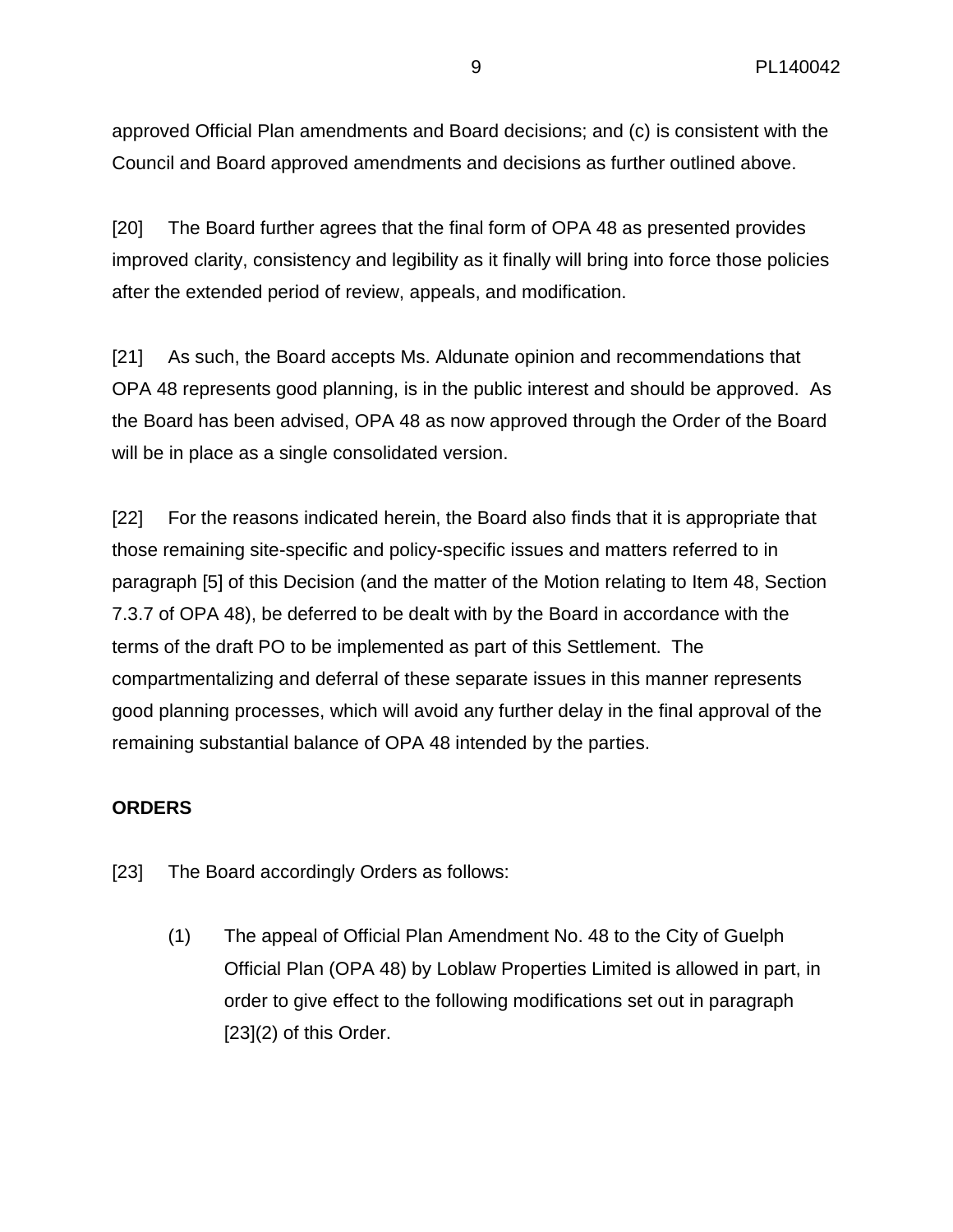approved Official Plan amendments and Board decisions; and (c) is consistent with the Council and Board approved amendments and decisions as further outlined above.

[20] The Board further agrees that the final form of OPA 48 as presented provides improved clarity, consistency and legibility as it finally will bring into force those policies after the extended period of review, appeals, and modification.

[21] As such, the Board accepts Ms. Aldunate opinion and recommendations that OPA 48 represents good planning, is in the public interest and should be approved. As the Board has been advised, OPA 48 as now approved through the Order of the Board will be in place as a single consolidated version.

[22] For the reasons indicated herein, the Board also finds that it is appropriate that those remaining site-specific and policy-specific issues and matters referred to in paragraph [5] of this Decision (and the matter of the Motion relating to Item 48, Section 7.3.7 of OPA 48), be deferred to be dealt with by the Board in accordance with the terms of the draft PO to be implemented as part of this Settlement. The compartmentalizing and deferral of these separate issues in this manner represents good planning processes, which will avoid any further delay in the final approval of the remaining substantial balance of OPA 48 intended by the parties.

**ORDERS**

[23] The Board accordingly Orders as follows:

(1) The appeal of Official Plan Amendment No. 48 to the City of Guelph Official Plan (OPA 48) by Loblaw Properties Limited is allowed in part, in order to give effect to the following modifications set out in paragraph [23](2) of this Order.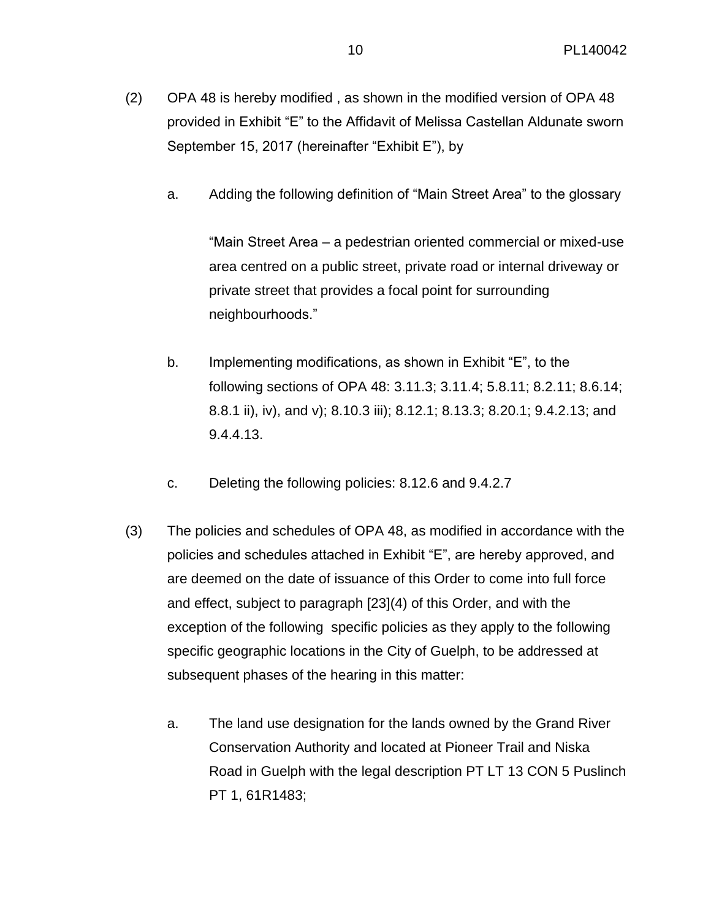(2) OPA 48 is hereby modified , as shown in the modified version of OPA 48 provided in Exhibit “E” to the Affidavit of Melissa Castellan Aldunate sworn September 15, 2017 (hereinafter “Exhibit E”), by

   a. Adding the following definition of “Main Street Area” to the glossary

      “Main Street Area – a pedestrian oriented commercial or mixed-use area centred on a public street, private road or internal driveway or private street that provides a focal point for surrounding neighbourhoods.”

   b. Implementing modifications, as shown in Exhibit “E”, to the following sections of OPA 48: 3.11.3; 3.11.4; 5.8.11; 8.2.11; 8.6.14; 8.8.1 ii), iv), and v); 8.10.3 iii); 8.12.1; 8.13.3; 8.20.1; 9.4.2.13; and 9.4.4.13.

   c. Deleting the following policies: 8.12.6 and 9.4.2.7

(3) The policies and schedules of OPA 48, as modified in accordance with the policies and schedules attached in Exhibit “E”, are hereby approved, and are deemed on the date of issuance of this Order to come into full force and effect, subject to paragraph [23](4) of this Order, and with the exception of the following specific policies as they apply to the following specific geographic locations in the City of Guelph, to be addressed at subsequent phases of the hearing in this matter:

   a. The land use designation for the lands owned by the Grand River Conservation Authority and located at Pioneer Trail and Niska Road in Guelph with the legal description PT LT 13 CON 5 Puslinch PT 1, 61R1483;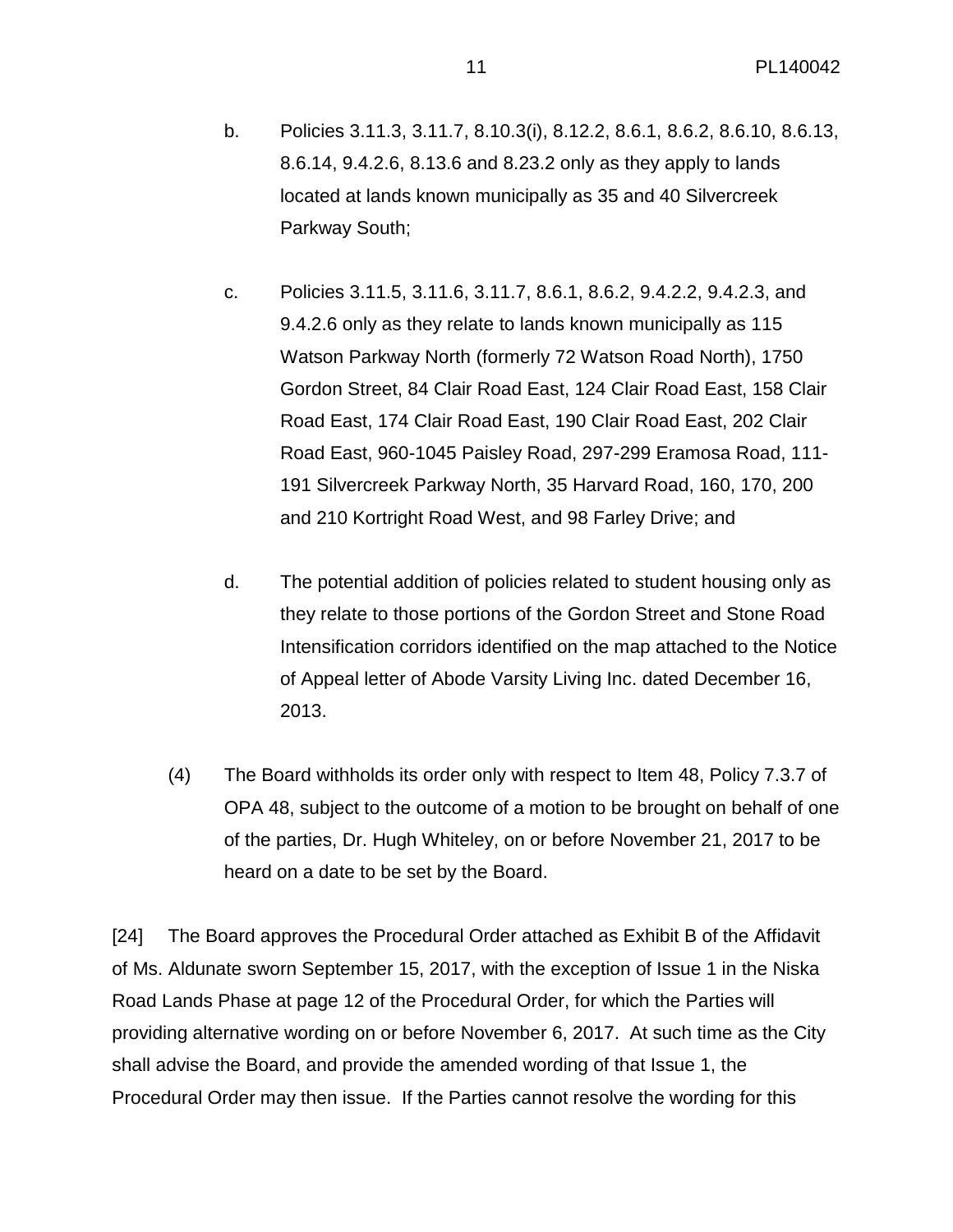b. Policies 3.11.3, 3.11.7, 8.10.3(i), 8.12.2, 8.6.1, 8.6.2, 8.6.10, 8.6.13, 8.6.14, 9.4.2.6, 8.13.6 and 8.23.2 only as they apply to lands located at lands known municipally as 35 and 40 Silvercreek Parkway South;

c. Policies 3.11.5, 3.11.6, 3.11.7, 8.6.1, 8.6.2, 9.4.2.2, 9.4.2.3, and 9.4.2.6 only as they relate to lands known municipally as 115 Watson Parkway North (formerly 72 Watson Road North), 1750 Gordon Street, 84 Clair Road East, 124 Clair Road East, 158 Clair Road East, 174 Clair Road East, 190 Clair Road East, 202 Clair Road East, 960-1045 Paisley Road, 297-299 Eramosa Road, 111-191 Silvercreek Parkway North, 35 Harvard Road, 160, 170, 200 and 210 Kortright Road West, and 98 Farley Drive; and

d. The potential addition of policies related to student housing only as they relate to those portions of the Gordon Street and Stone Road Intensification corridors identified on the map attached to the Notice of Appeal letter of Abode Varsity Living Inc. dated December 16, 2013.

(4) The Board withholds its order only with respect to Item 48, Policy 7.3.7 of OPA 48, subject to the outcome of a motion to be brought on behalf of one of the parties, Dr. Hugh Whiteley, on or before November 21, 2017 to be heard on a date to be set by the Board.

[24] The Board approves the Procedural Order attached as Exhibit B of the Affidavit of Ms. Aldunate sworn September 15, 2017, with the exception of Issue 1 in the Niska Road Lands Phase at page 12 of the Procedural Order, for which the Parties will providing alternative wording on or before November 6, 2017. At such time as the City shall advise the Board, and provide the amended wording of that Issue 1, the Procedural Order may then issue. If the Parties cannot resolve the wording for this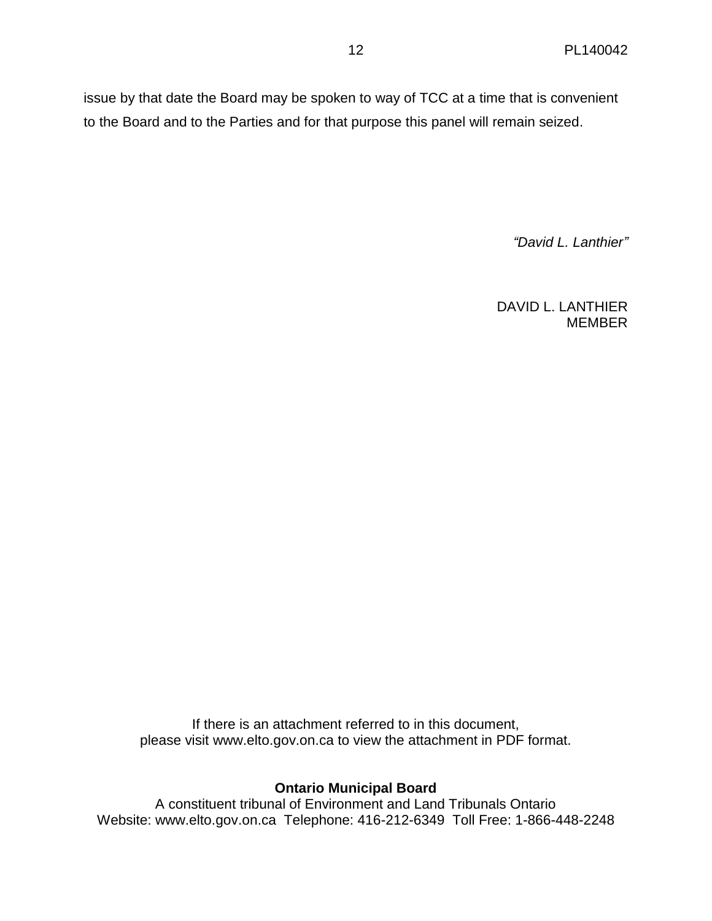issue by that date the Board may be spoken to way of TCC at a time that is convenient to the Board and to the Parties and for that purpose this panel will remain seized.

*"David L. Lanthier"*

DAVID L. LANTHIER
MEMBER

If there is an attachment referred to in this document,
please visit www.elto.gov.on.ca to view the attachment in PDF format.

**Ontario Municipal Board**
A constituent tribunal of Environment and Land Tribunals Ontario
Website: www.elto.gov.on.ca Telephone: 416-212-6349 Toll Free: 1-866-448-2248